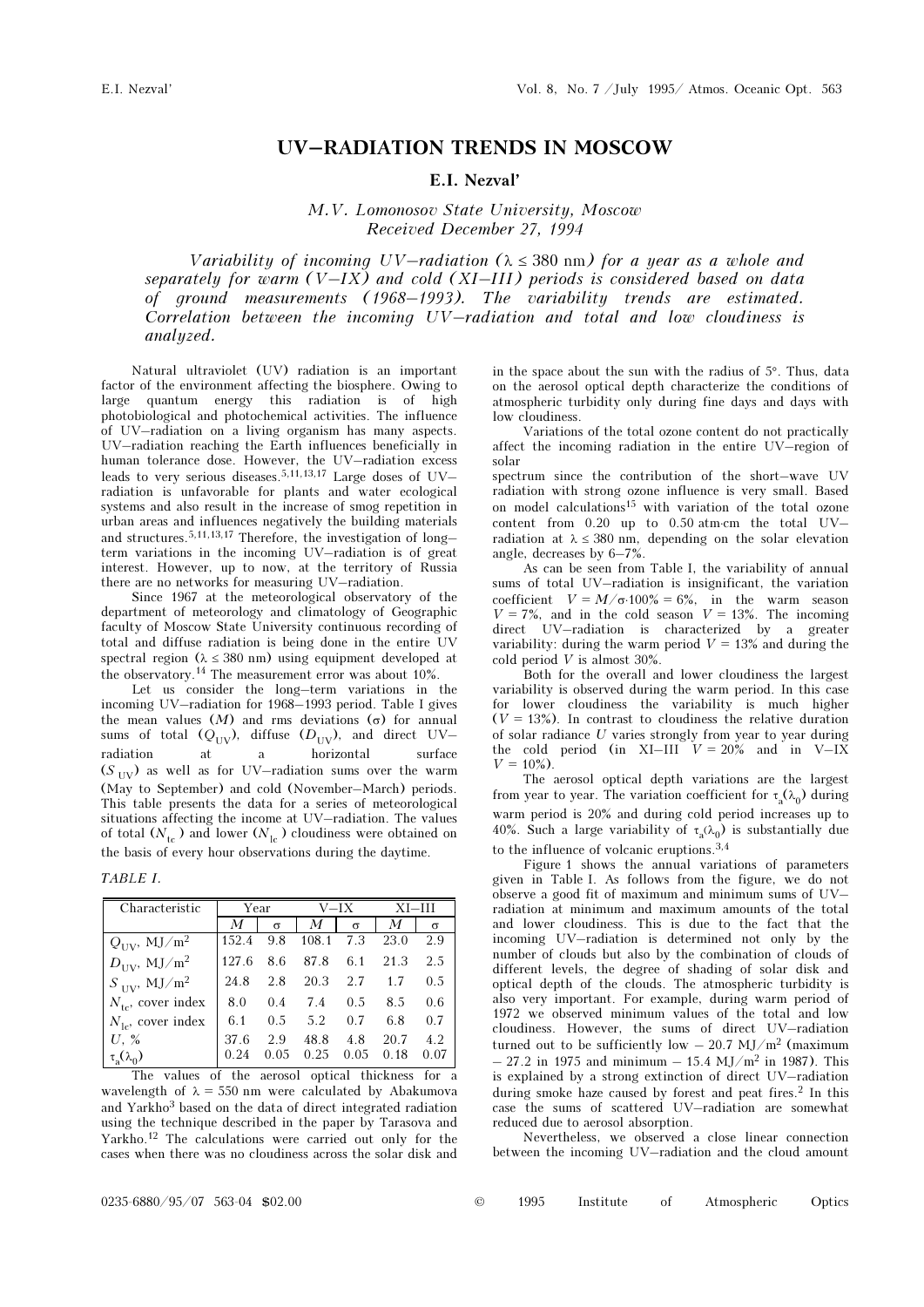# UV–RADIATION TRENDS IN MOSCOW

**E.I. Nezval'**

*M.V. Lomonosov State University, Moscow*
*Received December 27, 1994*

*Variability of incoming UV–radiation ($\lambda \le 380$ nm) for a year as a whole and separately for warm (V–IX) and cold (XI–III) periods is considered based on data of ground measurements (1968–1993). The variability trends are estimated. Correlation between the incoming UV–radiation and total and low cloudiness is analyzed.*

Natural ultraviolet (UV) radiation is an important factor of the environment affecting the biosphere. Owing to large quantum energy this radiation is of high photobiological and photochemical activities. The influence of UV–radiation on a living organism has many aspects. UV–radiation reaching the Earth influences beneficially in human tolerance dose. However, the UV–radiation excess leads to very serious diseases.[5,11,13,17] Large doses of UV–radiation is unfavorable for plants and water ecological systems and also result in the increase of smog repetition in urban areas and influences negatively the building materials and structures.[5,11,13,17] Therefore, the investigation of long–term variations in the incoming UV–radiation is of great interest. However, up to now, at the territory of Russia there are no networks for measuring UV–radiation.

Since 1967 at the meteorological observatory of the department of meteorology and climatology of Geographic faculty of Moscow State University continuous recording of total and diffuse radiation is being done in the entire UV spectral region ($\lambda \le 380$ nm) using equipment developed at the observatory.[14] The measurement error was about 10%.

Let us consider the long–term variations in the incoming UV–radiation for 1968–1993 period. Table I gives the mean values ($M$) and rms deviations ($\sigma$) for annual sums of total ($Q_{UV}$), diffuse ($D_{UV}$), and direct UV–radiation at a horizontal surface ($S_{UV}$) as well as for UV–radiation sums over the warm (May to September) and cold (November–March) periods. This table presents the data for a series of meteorological situations affecting the income at UV–radiation. The values of total ($N_{tc}$) and lower ($N_{lc}$) cloudiness were obtained on the basis of every hour observations during the daytime.

*TABLE I.*

| Characteristic | Year | | V–IX | | XI–III | |
|---|---|---|---|---|---|---|
| | $M$ | $\sigma$ | $M$ | $\sigma$ | $M$ | $\sigma$ |
| $Q_{UV}$, MJ/m$^2$ | 152.4 | 9.8 | 108.1 | 7.3 | 23.0 | 2.9 |
| $D_{UV}$, MJ/m$^2$ | 127.6 | 8.6 | 87.8 | 6.1 | 21.3 | 2.5 |
| $S_{UV}$, MJ/m$^2$ | 24.8 | 2.8 | 20.3 | 2.7 | 1.7 | 0.5 |
| $N_{tc}$, cover index | 8.0 | 0.4 | 7.4 | 0.5 | 8.5 | 0.6 |
| $N_{lc}$, cover index | 6.1 | 0.5 | 5.2 | 0.7 | 6.8 | 0.7 |
| $U$, % | 37.6 | 2.9 | 48.8 | 4.8 | 20.7 | 4.2 |
| $\tau_a(\lambda_0)$ | 0.24 | 0.05 | 0.25 | 0.05 | 0.18 | 0.07 |

The values of the aerosol optical thickness for a wavelength of $\lambda = 550$ nm were calculated by Abakumova and Yarkho[3] based on the data of direct integrated radiation using the technique described in the paper by Tarasova and Yarkho.[12] The calculations were carried out only for the cases when there was no cloudiness across the solar disk and in the space about the sun with the radius of 5°. Thus, data on the aerosol optical depth characterize the conditions of atmospheric turbidity only during fine days and days with low cloudiness.

Variations of the total ozone content do not practically affect the incoming radiation in the entire UV–region of solar spectrum since the contribution of the short–wave UV radiation with strong ozone influence is very small. Based on model calculations[15] with variation of the total ozone content from 0.20 up to 0.50 atm·cm the total UV–radiation at $\lambda \le 380$ nm, depending on the solar elevation angle, decreases by 6–7%.

As can be seen from Table I, the variability of annual sums of total UV–radiation is insignificant, the variation coefficient $V = M/\sigma \cdot 100\% = 6\%$, in the warm season $V = 7\%$, and in the cold season $V = 13\%$. The incoming direct UV–radiation is characterized by a greater variability: during the warm period $V = 13\%$ and during the cold period $V$ is almost 30%.

Both for the overall and lower cloudiness the largest variability is observed during the warm period. In this case for lower cloudiness the variability is much higher ($V = 13\%$). In contrast to cloudiness the relative duration of solar radiance $U$ varies strongly from year to year during the cold period (in XI–III $V = 20\%$ and in V–IX $V = 10\%$).

The aerosol optical depth variations are the largest from year to year. The variation coefficient for $\tau_a(\lambda_0)$ during warm period is 20% and during cold period increases up to 40%. Such a large variability of $\tau_a(\lambda_0)$ is substantially due to the influence of volcanic eruptions.[3,4]

Figure 1 shows the annual variations of parameters given in Table I. As follows from the figure, we do not observe a good fit of maximum and minimum sums of UV–radiation at minimum and maximum amounts of the total and lower cloudiness. This is due to the fact that the incoming UV–radiation is determined not only by the number of clouds but also by the combination of clouds of different levels, the degree of shading of solar disk and optical depth of the clouds. The atmospheric turbidity is also very important. For example, during warm period of 1972 we observed minimum values of the total and low cloudiness. However, the sums of direct UV–radiation turned out to be sufficiently low – 20.7 MJ/m$^2$ (maximum – 27.2 in 1975 and minimum – 15.4 MJ/m$^2$ in 1987). This is explained by a strong extinction of direct UV–radiation during smoke haze caused by forest and peat fires.[2] In this case the sums of scattered UV–radiation are somewhat reduced due to aerosol absorption.

Nevertheless, we observed a close linear connection between the incoming UV–radiation and the cloud amount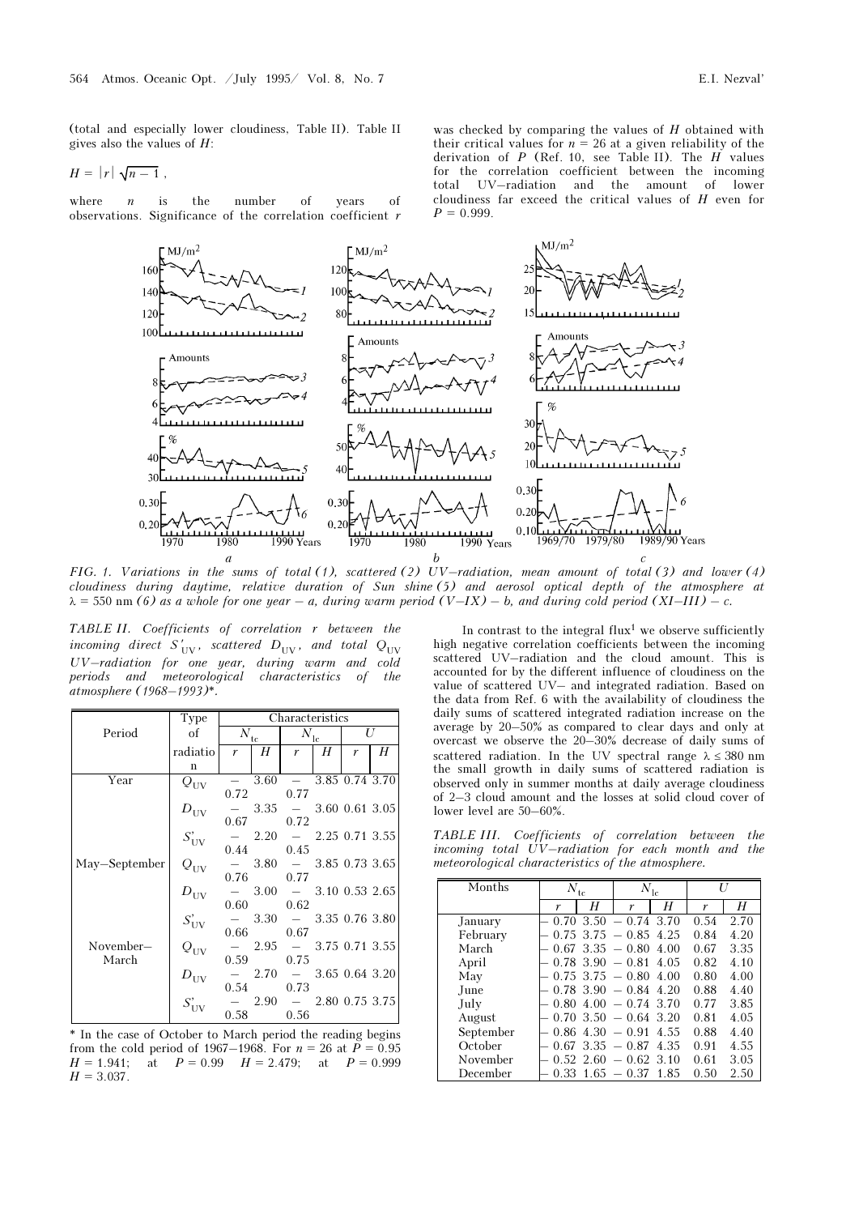(total and especially lower cloudiness, Table II). Table II gives also the values of $H$:

$$H = |r|\sqrt{n-1},$$

where $n$ is the number of years of observations. Significance of the correlation coefficient $r$ was checked by comparing the values of $H$ obtained with their critical values for $n = 26$ at a given reliability of the derivation of $P$ (Ref. 10, see Table II). The $H$ values for the correlation coefficient between the incoming total UV–radiation and the amount of lower cloudiness far exceed the critical values of $H$ even for $P = 0.999$.

*FIG. 1. Variations in the sums of total (1), scattered (2) UV–radiation, mean amount of total (3) and lower (4) cloudiness during daytime, relative duration of Sun shine (5) and aerosol optical depth of the atmosphere at $\lambda = 550$ nm (6) as a whole for one year – a, during warm period (V–IX) – b, and during cold period (XI–III) – c.*

*TABLE II. Coefficients of correlation r between the incoming direct $S'_{UV}$, scattered $D_{UV}$, and total $Q_{UV}$ UV–radiation for one year, during warm and cold periods and meteorological characteristics of the atmosphere (1968–1993)\*.*

| Period | Type of radiation | $N_{tc}$ | | $N_{lc}$ | | $U$ | |
|---|---|---|---|---|---|---|---|
| | | $r$ | $H$ | $r$ | $H$ | $r$ | $H$ |
| Year | $Q_{UV}$ | – 0.72 | 3.60 | – 0.77 | 3.85 | 0.74 | 3.70 |
| | $D_{UV}$ | – 0.67 | 3.35 | – 0.72 | 3.60 | 0.61 | 3.05 |
| | $S'_{UV}$ | – 0.44 | 2.20 | – 0.45 | 2.25 | 0.71 | 3.55 |
| May–September | $Q_{UV}$ | – 0.76 | 3.80 | – 0.77 | 3.85 | 0.73 | 3.65 |
| | $D_{UV}$ | – 0.60 | 3.00 | – 0.62 | 3.10 | 0.53 | 2.65 |
| | $S'_{UV}$ | – 0.66 | 3.30 | – 0.67 | 3.35 | 0.76 | 3.80 |
| November–March | $Q_{UV}$ | – 0.59 | 2.95 | – 0.75 | 3.75 | 0.71 | 3.55 |
| | $D_{UV}$ | – 0.54 | 2.70 | – 0.73 | 3.65 | 0.64 | 3.20 |
| | $S'_{UV}$ | – 0.58 | 2.90 | – 0.56 | 2.80 | 0.75 | 3.75 |

\* In the case of October to March period the reading begins from the cold period of 1967–1968. For $n = 26$ at $P = 0.95$ $H = 1.941$; at $P = 0.99$ $H = 2.479$; at $P = 0.999$ $H = 3.037$.

In contrast to the integral flux[1] we observe sufficiently high negative correlation coefficients between the incoming scattered UV–radiation and the cloud amount. This is accounted for by the different influence of cloudiness on the value of scattered UV– and integrated radiation. Based on the data from Ref. 6 with the availability of cloudiness the daily sums of scattered integrated radiation increase on the average by 20–50% as compared to clear days and only at overcast we observe the 20–30% decrease of daily sums of scattered radiation. In the UV spectral range $\lambda \leq 380$ nm the small growth in daily sums of scattered radiation is observed only in summer months at daily average cloudiness of 2–3 cloud amount and the losses at solid cloud cover of lower level are 50–60%.

*TABLE III. Coefficients of correlation between the incoming total UV–radiation for each month and the meteorological characteristics of the atmosphere.*

| Months | $N_{tc}$ | | $N_{lc}$ | | $U$ | |
|---|---|---|---|---|---|---|
| | $r$ | $H$ | $r$ | $H$ | $r$ | $H$ |
| January | – 0.70 | 3.50 | – 0.74 | 3.70 | 0.54 | 2.70 |
| February | – 0.75 | 3.75 | – 0.85 | 4.25 | 0.84 | 4.20 |
| March | – 0.67 | 3.35 | – 0.80 | 4.00 | 0.67 | 3.35 |
| April | – 0.78 | 3.90 | – 0.81 | 4.05 | 0.82 | 4.10 |
| May | – 0.75 | 3.75 | – 0.80 | 4.00 | 0.80 | 4.00 |
| June | – 0.78 | 3.90 | – 0.84 | 4.20 | 0.88 | 4.40 |
| July | – 0.80 | 4.00 | – 0.74 | 3.70 | 0.77 | 3.85 |
| August | – 0.70 | 3.50 | – 0.64 | 3.20 | 0.81 | 4.05 |
| September | – 0.86 | 4.30 | – 0.91 | 4.55 | 0.88 | 4.40 |
| October | – 0.67 | 3.35 | – 0.87 | 4.35 | 0.91 | 4.55 |
| November | – 0.52 | 2.60 | – 0.62 | 3.10 | 0.61 | 3.05 |
| December | – 0.33 | 1.65 | – 0.37 | 1.85 | 0.50 | 2.50 |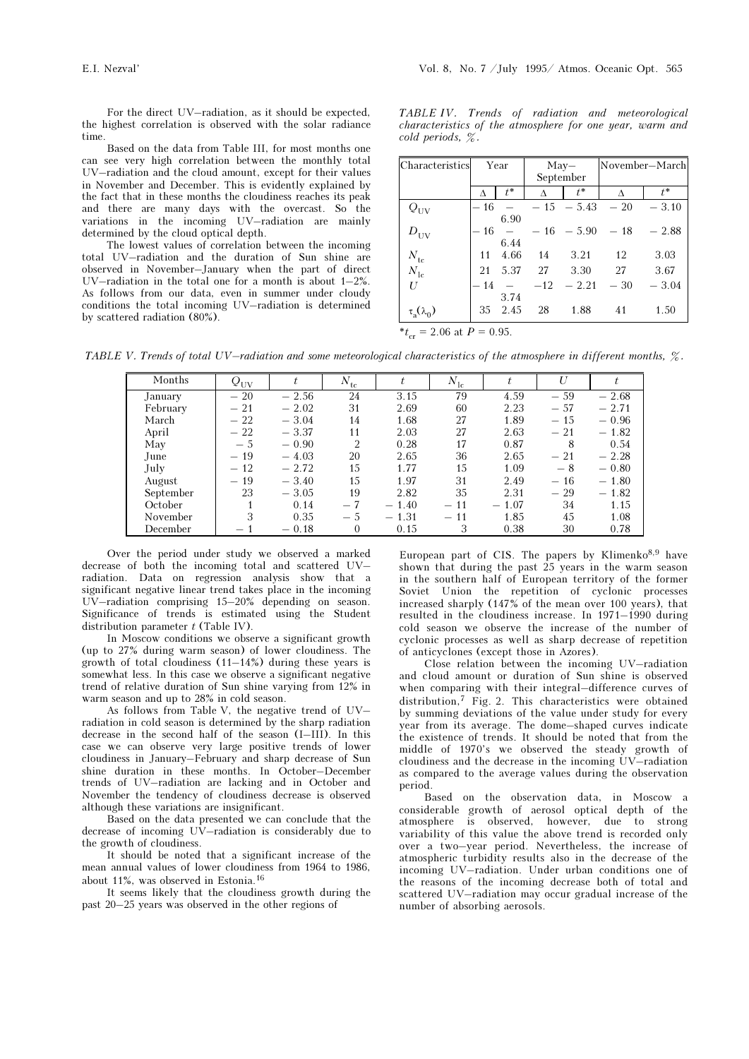For the direct UV–radiation, as it should be expected, the highest correlation is observed with the solar radiance time.

Based on the data from Table III, for most months one can see very high correlation between the monthly total UV–radiation and the cloud amount, except for their values in November and December. This is evidently explained by the fact that in these months the cloudiness reaches its peak and there are many days with the overcast. So the variations in the incoming UV–radiation are mainly determined by the cloud optical depth.

The lowest values of correlation between the incoming total UV–radiation and the duration of Sun shine are observed in November–January when the part of direct UV–radiation in the total one for a month is about 1–2%. As follows from our data, even in summer under cloudy conditions the total incoming UV–radiation is determined by scattered radiation (80%).

*TABLE IV. Trends of radiation and meteorological characteristics of the atmosphere for one year, warm and cold periods, %.*

| Characteristics | Year | | May–September | | November–March | |
|---|---|---|---|---|---|---|
| | Δ | $t^*$ | Δ | $t^*$ | Δ | $t^*$ |
| $Q_{UV}$ | – 16 | – 6.90 | – 15 | – 5.43 | – 20 | – 3.10 |
| $D_{UV}$ | – 16 | – 6.44 | – 16 | – 5.90 | – 18 | – 2.88 |
| $N_{tc}$ | 11 | 4.66 | 14 | 3.21 | 12 | 3.03 |
| $N_{lc}$ | 21 | 5.37 | 27 | 3.30 | 27 | 3.67 |
| $U$ | – 14 | – 3.74 | –12 | – 2.21 | – 30 | – 3.04 |
| $\tau_a(\lambda_0)$ | 35 | 2.45 | 28 | 1.88 | 41 | 1.50 |

*$t_{cr}$ = 2.06 at $P$ = 0.95.

*TABLE V. Trends of total UV–radiation and some meteorological characteristics of the atmosphere in different months, %.*

| Months | $Q_{UV}$ | $t$ | $N_{tc}$ | $t$ | $N_{lc}$ | $t$ | $U$ | $t$ |
|---|---|---|---|---|---|---|---|---|
| January | – 20 | – 2.56 | 24 | 3.15 | 79 | 4.59 | – 59 | – 2.68 |
| February | – 21 | – 2.02 | 31 | 2.69 | 60 | 2.23 | – 57 | – 2.71 |
| March | – 22 | – 3.04 | 14 | 1.68 | 27 | 1.89 | – 15 | – 0.96 |
| April | – 22 | – 3.37 | 11 | 2.03 | 27 | 2.63 | – 21 | – 1.82 |
| May | – 5 | – 0.90 | 2 | 0.28 | 17 | 0.87 | 8 | 0.54 |
| June | – 19 | – 4.03 | 20 | 2.65 | 36 | 2.65 | – 21 | – 2.28 |
| July | – 12 | – 2.72 | 15 | 1.77 | 15 | 1.09 | – 8 | – 0.80 |
| August | – 19 | – 3.40 | 15 | 1.97 | 31 | 2.49 | – 16 | – 1.80 |
| September | 23 | – 3.05 | 19 | 2.82 | 35 | 2.31 | – 29 | – 1.82 |
| October | 1 | 0.14 | – 7 | – 1.40 | – 11 | – 1.07 | 34 | 1.15 |
| November | 3 | 0.35 | – 5 | – 1.31 | – 11 | 1.85 | 45 | 1.08 |
| December | – 1 | – 0.18 | 0 | 0.15 | 3 | 0.38 | 30 | 0.78 |

Over the period under study we observed a marked decrease of both the incoming total and scattered UV–radiation. Data on regression analysis show that a significant negative linear trend takes place in the incoming UV–radiation comprising 15–20% depending on season. Significance of trends is estimated using the Student distribution parameter $t$ (Table IV).

In Moscow conditions we observe a significant growth (up to 27% during warm season) of lower cloudiness. The growth of total cloudiness (11–14%) during these years is somewhat less. In this case we observe a significant negative trend of relative duration of Sun shine varying from 12% in warm season and up to 28% in cold season.

As follows from Table V, the negative trend of UV–radiation in cold season is determined by the sharp radiation decrease in the second half of the season (I–III). In this case we can observe very large positive trends of lower cloudiness in January–February and sharp decrease of Sun shine duration in these months. In October–December trends of UV–radiation are lacking and in October and November the tendency of cloudiness decrease is observed although these variations are insignificant.

Based on the data presented we can conclude that the decrease of incoming UV–radiation is considerably due to the growth of cloudiness.

It should be noted that a significant increase of the mean annual values of lower cloudiness from 1964 to 1986, about 11%, was observed in Estonia.[16]

It seems likely that the cloudiness growth during the past 20–25 years was observed in the other regions of European part of CIS. The papers by Klimenko[8,9] have shown that during the past 25 years in the warm season in the southern half of European territory of the former Soviet Union the repetition of cyclonic processes increased sharply (147% of the mean over 100 years), that resulted in the cloudiness increase. In 1971–1990 during cold season we observe the increase of the number of cyclonic processes as well as sharp decrease of repetition of anticyclones (except those in Azores).

Close relation between the incoming UV–radiation and cloud amount or duration of Sun shine is observed when comparing with their integral–difference curves of distribution,[7] Fig. 2. This characteristics were obtained by summing deviations of the value under study for every year from its average. The dome–shaped curves indicate the existence of trends. It should be noted that from the middle of 1970's we observed the steady growth of cloudiness and the decrease in the incoming UV–radiation as compared to the average values during the observation period.

Based on the observation data, in Moscow a considerable growth of aerosol optical depth of the atmosphere is observed, however, due to strong variability of this value the above trend is recorded only over a two–year period. Nevertheless, the increase of atmospheric turbidity results also in the decrease of the incoming UV–radiation. Under urban conditions one of the reasons of the incoming decrease both of total and scattered UV–radiation may occur gradual increase of the number of absorbing aerosols.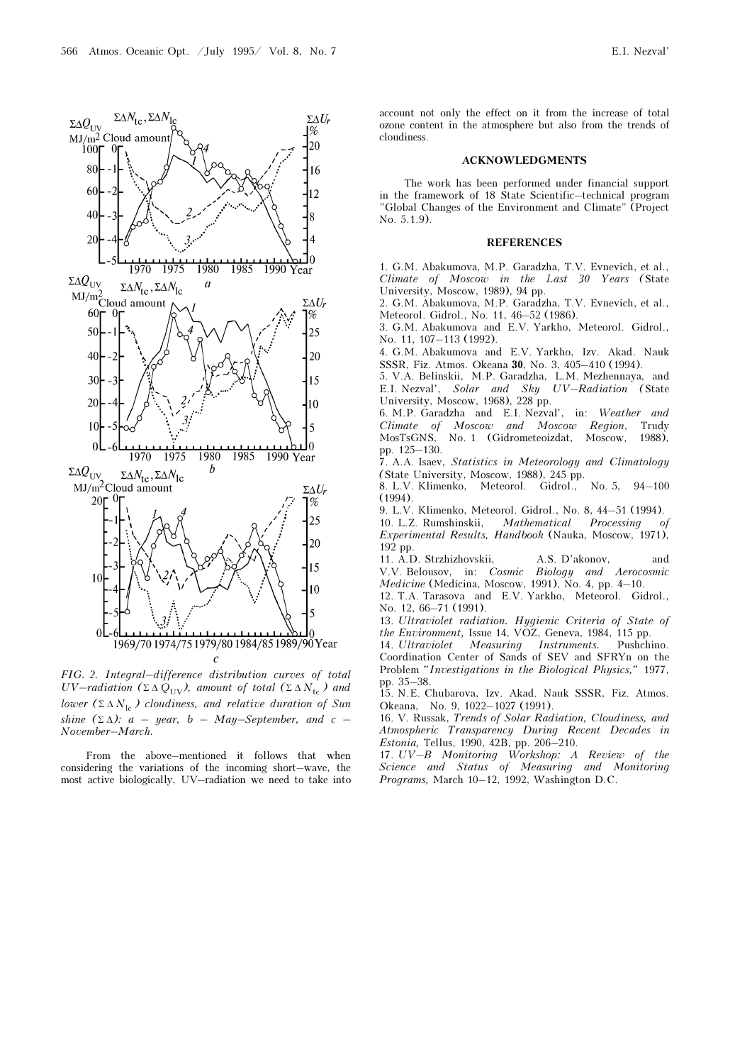$\Sigma\Delta Q_{UV}$ $\Sigma\Delta N_{tc}, \Sigma\Delta N_{lc}$ $\Sigma\Delta U_r$

MJ/m² Cloud amount %

100 0 20

80 -1 16

60 -2 12

40 -3 8

20 -4 4

-5 0

1970 1975 1980 1985 1990 Year

*a*

$\Sigma\Delta Q_{UV}$ $\Sigma\Delta N_{tc}, \Sigma\Delta N_{lc}$ $\Sigma\Delta U_r$

MJ/m² Cloud amount %

60 0 

50 -1 25

40 -2 20

30 -3 15

20 -4 10

10 -5 5

0 -6 0

1970 1975 1980 1985 1990 Year

*b*

$\Sigma\Delta Q_{UV}$ $\Sigma\Delta N_{tc}, \Sigma\Delta N_{lc}$ $\Sigma\Delta U_r$

MJ/m² Cloud amount %

20 0 

-1 25

-2 20

-3 15

10 -4 10

-5 5

0 -6 0

1969/70 1974/75 1979/80 1984/85 1989/90 Year

*c*

*FIG. 2. Integral–difference distribution curves of total UV–radiation ($\Sigma\Delta Q_{UV}$), amount of total ($\Sigma\Delta N_{tc}$) and lower ($\Sigma\Delta N_{lc}$) cloudiness, and relative duration of Sun shine ($\Sigma\Delta$): a – year, b – May–September, and c – November–March.*

From the above–mentioned it follows that when considering the variations of the incoming short–wave, the most active biologically, UV–radiation we need to take into account not only the effect on it from the increase of total ozone content in the atmosphere but also from the trends of cloudiness.

## ACKNOWLEDGMENTS

The work has been performed under financial support in the framework of 18 State Scientific–technical program "Global Changes of the Environment and Climate" (Project No. 5.1.9).

## REFERENCES

1. G.M. Abakumova, M.P. Garadzha, T.V. Evnevich, et al., *Climate of Moscow in the Last 30 Years* (State University, Moscow, 1989), 94 pp.
2. G.M. Abakumova, M.P. Garadzha, T.V. Evnevich, et al., Meteorol. Gidrol., No. 11, 46–52 (1986).
3. G.M. Abakumova and E.V. Yarkho, Meteorol. Gidrol., No. 11, 107–113 (1992).
4. G.M. Abakumova and E.V. Yarkho, Izv. Akad. Nauk SSSR, Fiz. Atmos. Okeana **30**, No. 3, 405–410 (1994).
5. V.A. Belinskii, M.P. Garadzha, L.M. Mezhennaya, and E.I. Nezval', *Solar and Sky UV–Radiation* (State University, Moscow, 1968), 228 pp.
6. M.P. Garadzha and E.I. Nezval', in: *Weather and Climate of Moscow and Moscow Region*, Trudy MosTsGNS, No. 1 (Gidrometeoizdat, Moscow, 1988), pp. 125–130.
7. A.A. Isaev, *Statistics in Meteorology and Climatology* (State University, Moscow, 1988), 245 pp.
8. L.V. Klimenko, Meteorol. Gidrol., No. 5, 94–100 (1994).
9. L.V. Klimenko, Meteorol. Gidrol., No. 8, 44–51 (1994).
10. L.Z. Rumshinskii, *Mathematical Processing of Experimental Results, Handbook* (Nauka, Moscow, 1971), 192 pp.
11. A.D. Strzhizhovskii, A.S. D'akonov, and V.V. Belousov, in: *Cosmic Biology and Aerocosmic Medicine* (Medicina, Moscow, 1991), No. 4, pp. 4–10.
12. T.A. Tarasova and E.V. Yarkho, Meteorol. Gidrol., No. 12, 66–71 (1991).
13. *Ultraviolet radiation. Hygienic Criteria of State of the Environment,* Issue 14, VOZ, Geneva, 1984, 115 pp.
14. *Ultraviolet Measuring Instruments.* Pushchino. Coordination Center of Sands of SEV and SFRYn on the Problem "*Investigations in the Biological Physics,*" 1977, pp. 35–38.
15. N.E. Chubarova, Izv. Akad. Nauk SSSR, Fiz. Atmos. Okeana, No. 9, 1022–1027 (1991).
16. V. Russak, *Trends of Solar Radiation, Cloudiness, and Atmospheric Transparency During Recent Decades in Estonia,* Tellus, 1990, 42B, pp. 206–210.
17. *UV–B Monitoring Workshop: A Review of the Science and Status of Measuring and Monitoring Programs,* March 10–12, 1992, Washington D.C.